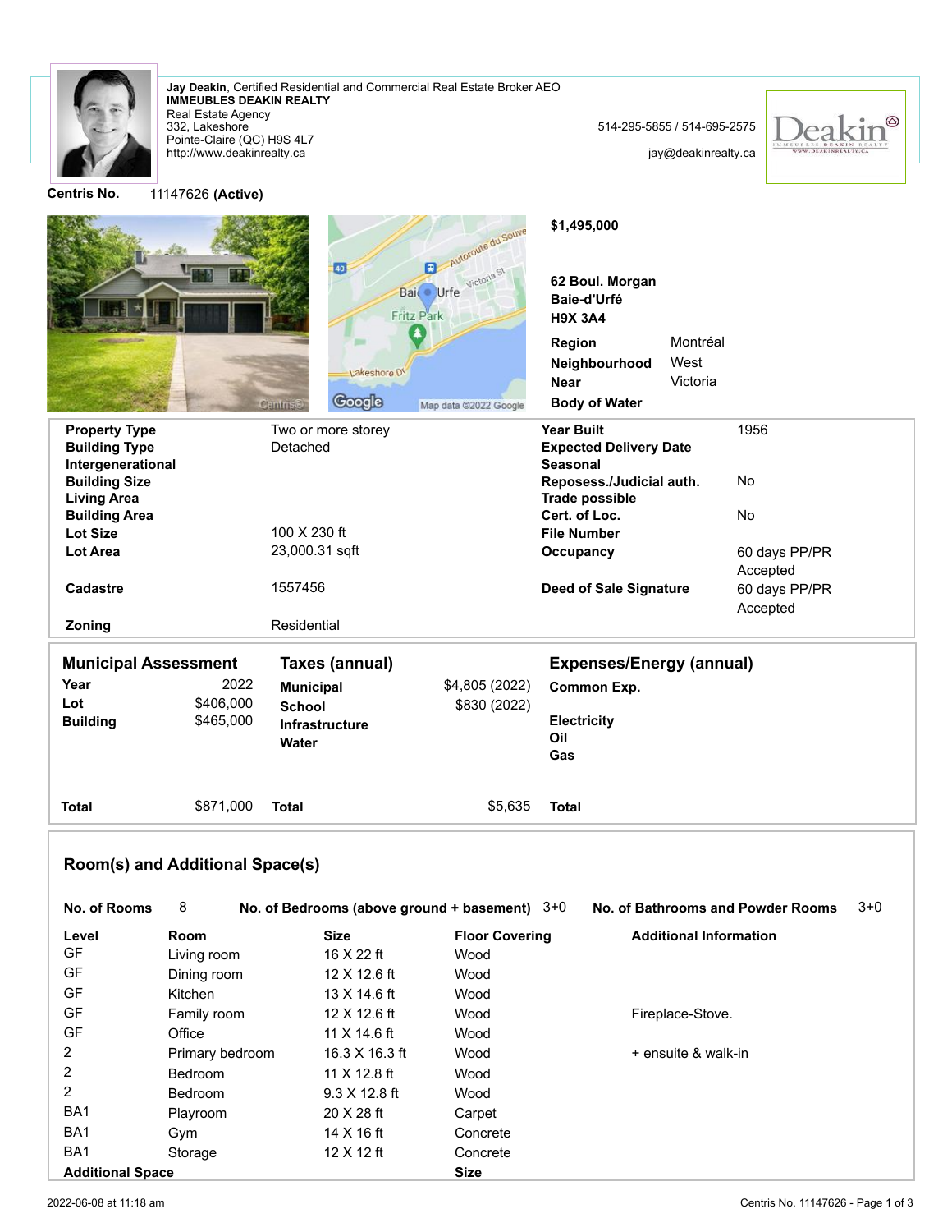**Jay Deakin**, Certified Residential and Commercial Real Estate Broker AEO
**IMMEUBLES DEAKIN REALTY**
Real Estate Agency
332, Lakeshore
Pointe-Claire (QC) H9S 4L7
http://www.deakinrealty.ca

514-295-5855 / 514-695-2575
jay@deakinrealty.ca

**Centris No.** 11147626 **(Active)**

**$1,495,000**

**62 Boul. Morgan**
**Baie-d'Urfé**
**H9X 3A4**

| | |
|---|---|
| **Region** | Montréal |
| **Neighbourhood** | West |
| **Near** | Victoria |
| **Body of Water** | |

| | | | |
|---|---|---|---|
| **Property Type** | Two or more storey | **Year Built** | 1956 |
| **Building Type** | Detached | **Expected Delivery Date** | |
| **Intergenerational** | | **Seasonal** | |
| **Building Size** | | **Reposess./Judicial auth.** | No |
| **Living Area** | | **Trade possible** | |
| **Building Area** | | **Cert. of Loc.** | No |
| **Lot Size** | 100 X 230 ft | **File Number** | |
| **Lot Area** | 23,000.31 sqft | **Occupancy** | 60 days PP/PR Accepted |
| **Cadastre** | 1557456 | **Deed of Sale Signature** | 60 days PP/PR Accepted |
| **Zoning** | Residential | | |

| Municipal Assessment | | Taxes (annual) | | Expenses/Energy (annual) | |
|---|---|---|---|---|---|
| **Year** | 2022 | **Municipal** | $4,805 (2022) | **Common Exp.** | |
| **Lot** | $406,000 | **School** | $830 (2022) | | |
| **Building** | $465,000 | **Infrastructure** | | **Electricity** | |
| | | **Water** | | **Oil** | |
| | | | | **Gas** | |
| **Total** | $871,000 | **Total** | $5,635 | **Total** | |

## Room(s) and Additional Space(s)

**No. of Rooms** 8 **No. of Bedrooms (above ground + basement)** 3+0 **No. of Bathrooms and Powder Rooms** 3+0

| Level | Room | Size | Floor Covering | Additional Information |
|---|---|---|---|---|
| GF | Living room | 16 X 22 ft | Wood | |
| GF | Dining room | 12 X 12.6 ft | Wood | |
| GF | Kitchen | 13 X 14.6 ft | Wood | |
| GF | Family room | 12 X 12.6 ft | Wood | Fireplace-Stove. |
| GF | Office | 11 X 14.6 ft | Wood | |
| 2 | Primary bedroom | 16.3 X 16.3 ft | Wood | + ensuite & walk-in |
| 2 | Bedroom | 11 X 12.8 ft | Wood | |
| 2 | Bedroom | 9.3 X 12.8 ft | Wood | |
| BA1 | Playroom | 20 X 28 ft | Carpet | |
| BA1 | Gym | 14 X 16 ft | Concrete | |
| BA1 | Storage | 12 X 12 ft | Concrete | |

| Additional Space | Size |
|---|---|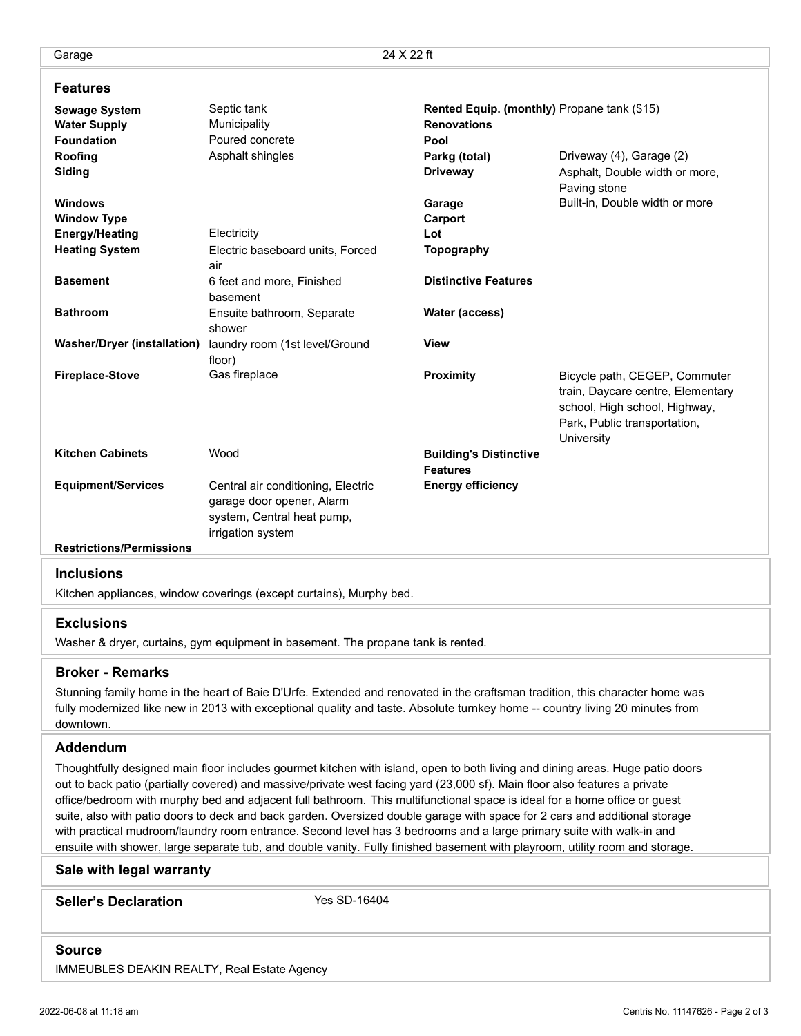| Garage | 24 X 22 ft |
|---|---|

## Features

| | | | |
|---|---|---|---|
| **Sewage System** | Septic tank | **Rented Equip. (monthly)** | Propane tank ($15) |
| **Water Supply** | Municipality | **Renovations** | |
| **Foundation** | Poured concrete | **Pool** | |
| **Roofing** | Asphalt shingles | **Parkg (total)** | Driveway (4), Garage (2) |
| **Siding** | | **Driveway** | Asphalt, Double width or more, Paving stone |
| **Windows** | | **Garage** | Built-in, Double width or more |
| **Window Type** | | **Carport** | |
| **Energy/Heating** | Electricity | **Lot** | |
| **Heating System** | Electric baseboard units, Forced air | **Topography** | |
| **Basement** | 6 feet and more, Finished basement | **Distinctive Features** | |
| **Bathroom** | Ensuite bathroom, Separate shower | **Water (access)** | |
| **Washer/Dryer (installation)** | laundry room (1st level/Ground floor) | **View** | |
| **Fireplace-Stove** | Gas fireplace | **Proximity** | Bicycle path, CEGEP, Commuter train, Daycare centre, Elementary school, High school, Highway, Park, Public transportation, University |
| **Kitchen Cabinets** | Wood | **Building's Distinctive Features** | |
| **Equipment/Services** | Central air conditioning, Electric garage door opener, Alarm system, Central heat pump, irrigation system | **Energy efficiency** | |
| **Restrictions/Permissions** | | | |

## Inclusions

Kitchen appliances, window coverings (except curtains), Murphy bed.

## Exclusions

Washer & dryer, curtains, gym equipment in basement. The propane tank is rented.

## Broker - Remarks

Stunning family home in the heart of Baie D'Urfe. Extended and renovated in the craftsman tradition, this character home was fully modernized like new in 2013 with exceptional quality and taste. Absolute turnkey home -- country living 20 minutes from downtown.

## Addendum

Thoughtfully designed main floor includes gourmet kitchen with island, open to both living and dining areas. Huge patio doors out to back patio (partially covered) and massive/private west facing yard (23,000 sf). Main floor also features a private office/bedroom with murphy bed and adjacent full bathroom. This multifunctional space is ideal for a home office or guest suite, also with patio doors to deck and back garden. Oversized double garage with space for 2 cars and additional storage with practical mudroom/laundry room entrance. Second level has 3 bedrooms and a large primary suite with walk-in and ensuite with shower, large separate tub, and double vanity. Fully finished basement with playroom, utility room and storage.

## Sale with legal warranty

## Seller's Declaration

Yes SD-16404

## Source

IMMEUBLES DEAKIN REALTY, Real Estate Agency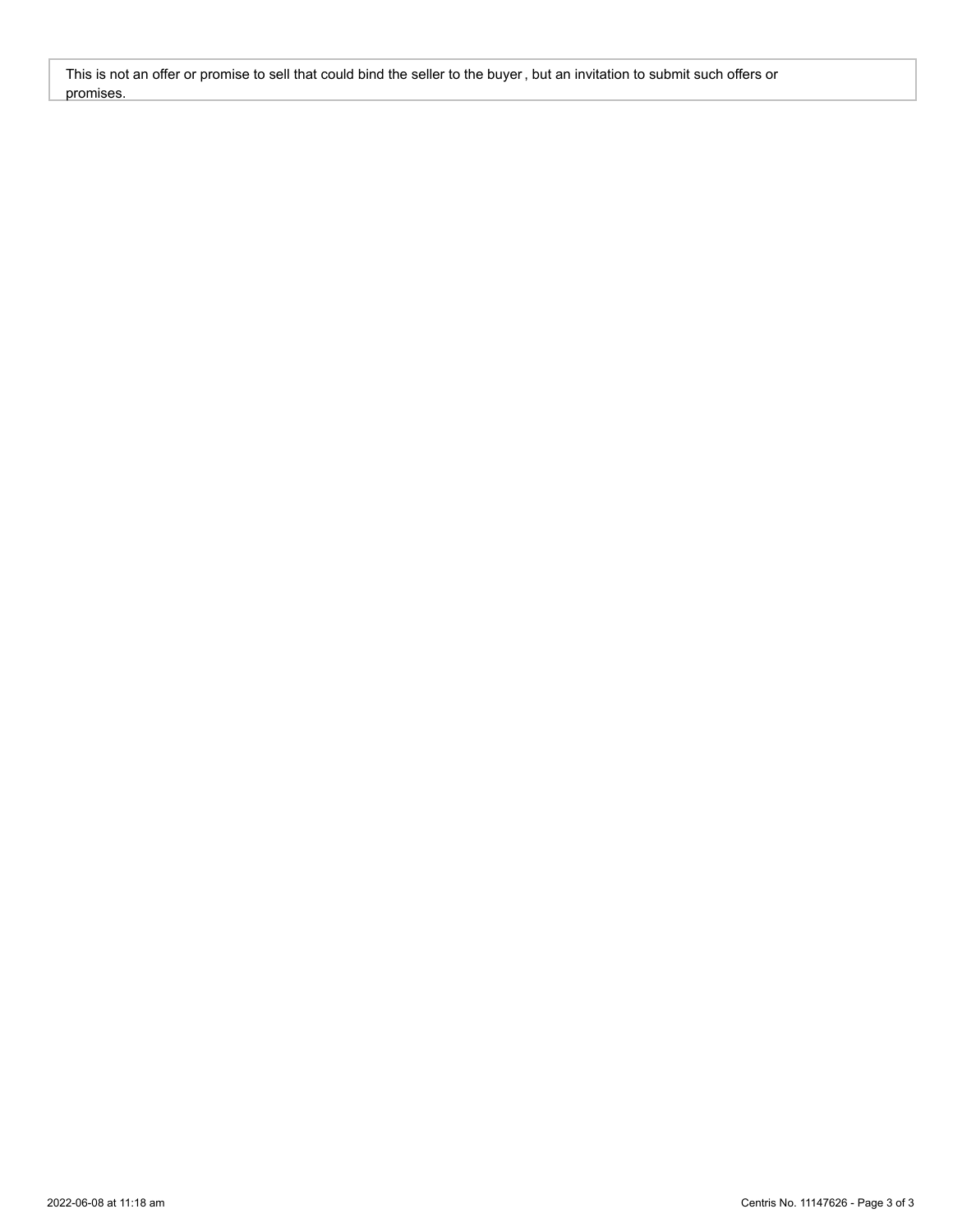This is not an offer or promise to sell that could bind the seller to the buyer, but an invitation to submit such offers or promises.